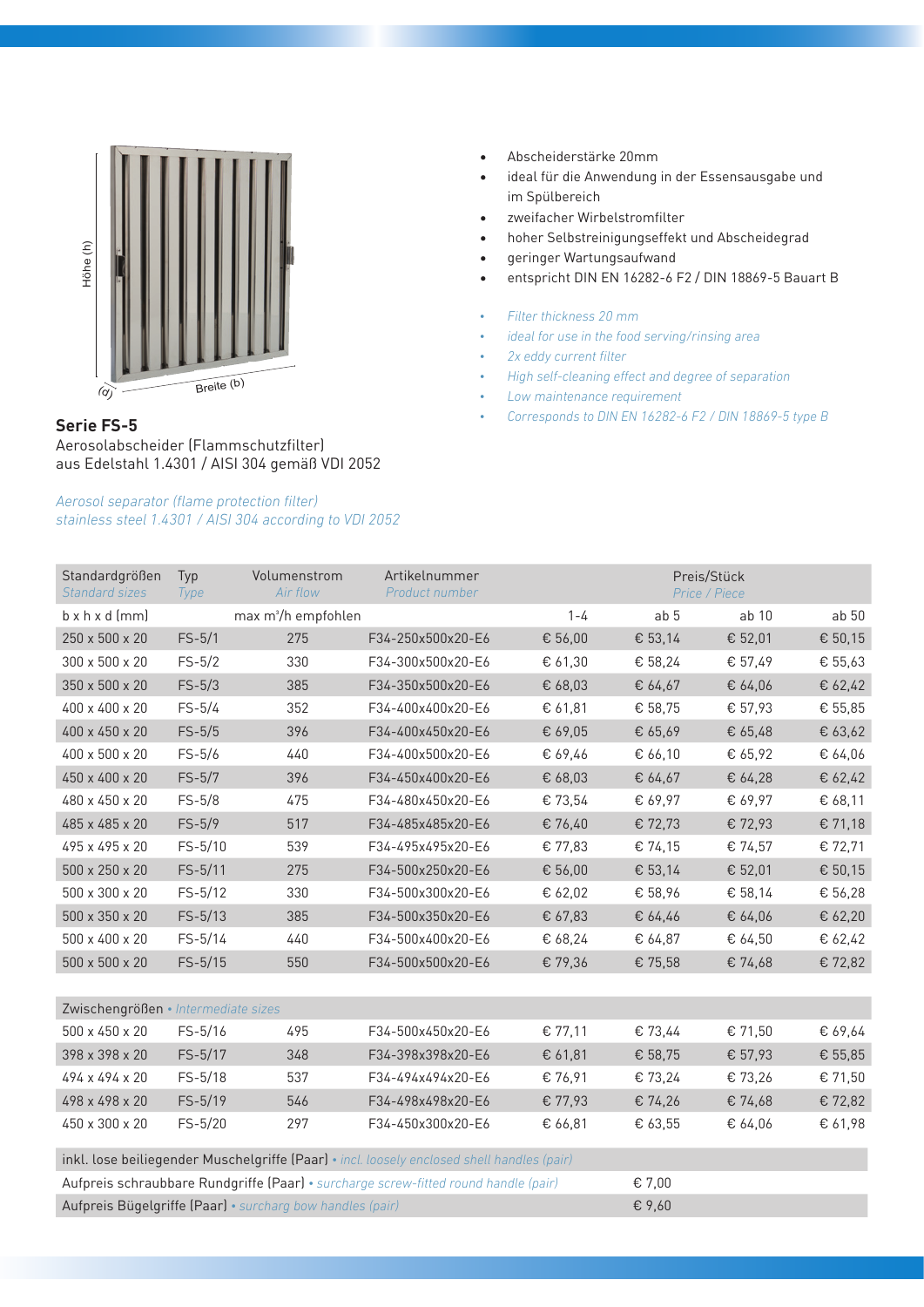Höhe (h)

(d)

Breite (b)

## Serie FS-5

Aerosolabscheider (Flammschutzfilter)
aus Edelstahl 1.4301 / AISI 304 gemäß VDI 2052

*Aerosol separator (flame protection filter)*
*stainless steel 1.4301 / AISI 304 according to VDI 2052*

- Abscheiderstärke 20mm
- ideal für die Anwendung in der Essensausgabe und im Spülbereich
- zweifacher Wirbelstromfilter
- hoher Selbstreinigungseffekt und Abscheidegrad
- geringer Wartungsaufwand
- entspricht DIN EN 16282-6 F2 / DIN 18869-5 Bauart B

- *Filter thickness 20 mm*
- *ideal for use in the food serving/rinsing area*
- *2x eddy current filter*
- *High self-cleaning effect and degree of separation*
- *Low maintenance requirement*
- *Corresponds to DIN EN 16282-6 F2 / DIN 18869-5 type B*

| Standardgrößen *Standard sizes* | Typ *Type* | Volumenstrom *Air flow* | Artikelnummer *Product number* | Preis/Stück *Price / Piece* | | | |
|---|---|---|---|---|---|---|---|
| b x h x d (mm) | | max m³/h empfohlen | | 1-4 | ab 5 | ab 10 | ab 50 |
| 250 x 500 x 20 | FS-5/1 | 275 | F34-250x500x20-E6 | € 56,00 | € 53,14 | € 52,01 | € 50,15 |
| 300 x 500 x 20 | FS-5/2 | 330 | F34-300x500x20-E6 | € 61,30 | € 58,24 | € 57,49 | € 55,63 |
| 350 x 500 x 20 | FS-5/3 | 385 | F34-350x500x20-E6 | € 68,03 | € 64,67 | € 64,06 | € 62,42 |
| 400 x 400 x 20 | FS-5/4 | 352 | F34-400x400x20-E6 | € 61,81 | € 58,75 | € 57,93 | € 55,85 |
| 400 x 450 x 20 | FS-5/5 | 396 | F34-400x450x20-E6 | € 69,05 | € 65,69 | € 65,48 | € 63,62 |
| 400 x 500 x 20 | FS-5/6 | 440 | F34-400x500x20-E6 | € 69,46 | € 66,10 | € 65,92 | € 64,06 |
| 450 x 400 x 20 | FS-5/7 | 396 | F34-450x400x20-E6 | € 68,03 | € 64,67 | € 64,28 | € 62,42 |
| 480 x 450 x 20 | FS-5/8 | 475 | F34-480x450x20-E6 | € 73,54 | € 69,97 | € 69,97 | € 68,11 |
| 485 x 485 x 20 | FS-5/9 | 517 | F34-485x485x20-E6 | € 76,40 | € 72,73 | € 72,93 | € 71,18 |
| 495 x 495 x 20 | FS-5/10 | 539 | F34-495x495x20-E6 | € 77,83 | € 74,15 | € 74,57 | € 72,71 |
| 500 x 250 x 20 | FS-5/11 | 275 | F34-500x250x20-E6 | € 56,00 | € 53,14 | € 52,01 | € 50,15 |
| 500 x 300 x 20 | FS-5/12 | 330 | F34-500x300x20-E6 | € 62,02 | € 58,96 | € 58,14 | € 56,28 |
| 500 x 350 x 20 | FS-5/13 | 385 | F34-500x350x20-E6 | € 67,83 | € 64,46 | € 64,06 | € 62,20 |
| 500 x 400 x 20 | FS-5/14 | 440 | F34-500x400x20-E6 | € 68,24 | € 64,87 | € 64,50 | € 62,42 |
| 500 x 500 x 20 | FS-5/15 | 550 | F34-500x500x20-E6 | € 79,36 | € 75,58 | € 74,68 | € 72,82 |
| Zwischengrößen • *Intermediate sizes* | | | | | | | |
| 500 x 450 x 20 | FS-5/16 | 495 | F34-500x450x20-E6 | € 77,11 | € 73,44 | € 71,50 | € 69,64 |
| 398 x 398 x 20 | FS-5/17 | 348 | F34-398x398x20-E6 | € 61,81 | € 58,75 | € 57,93 | € 55,85 |
| 494 x 494 x 20 | FS-5/18 | 537 | F34-494x494x20-E6 | € 76,91 | € 73,24 | € 73,26 | € 71,50 |
| 498 x 498 x 20 | FS-5/19 | 546 | F34-498x498x20-E6 | € 77,93 | € 74,26 | € 74,68 | € 72,82 |
| 450 x 300 x 20 | FS-5/20 | 297 | F34-450x300x20-E6 | € 66,81 | € 63,55 | € 64,06 | € 61,98 |

| | |
|---|---|
| inkl. lose beiliegender Muschelgriffe (Paar) • *incl. loosely enclosed shell handles (pair)* | |
| Aufpreis schraubbare Rundgriffe (Paar) • *surcharge screw-fitted round handle (pair)* | € 7,00 |
| Aufpreis Bügelgriffe (Paar) • *surcharg bow handles (pair)* | € 9,60 |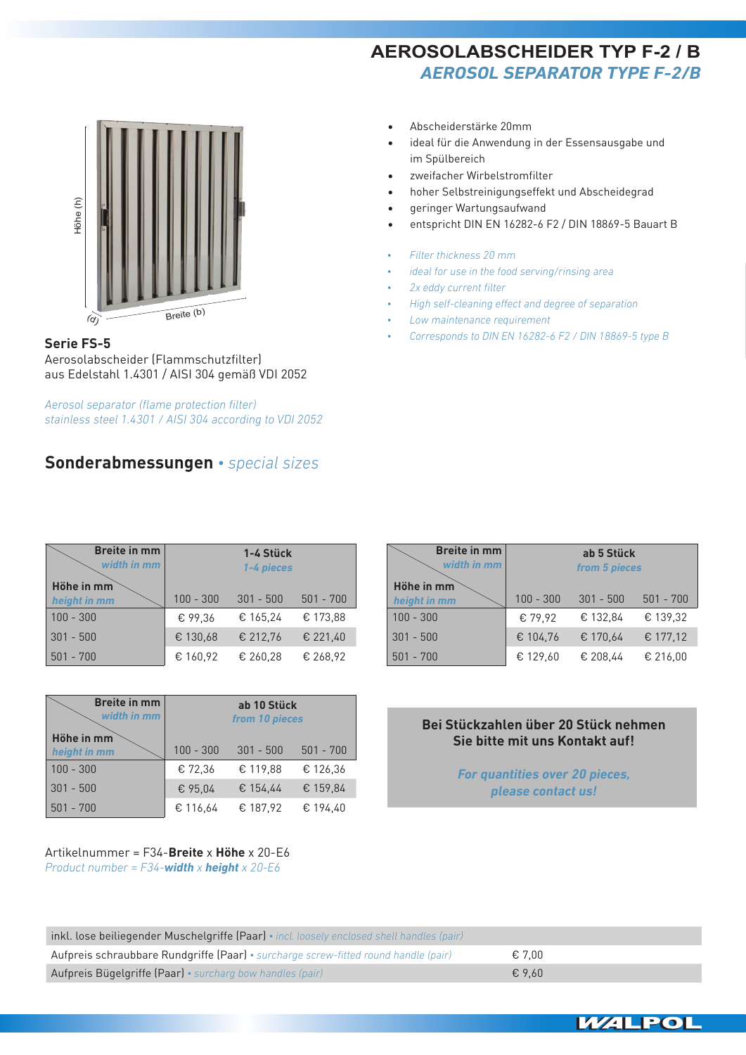# AEROSOLABSCHEIDER TYP F-2 / B

## *AEROSOL SEPARATOR TYPE F-2/B*

- Abscheiderstärke 20mm
- ideal für die Anwendung in der Essensausgabe und im Spülbereich
- zweifacher Wirbelstromfilter
- hoher Selbstreinigungseffekt und Abscheidegrad
- geringer Wartungsaufwand
- entspricht DIN EN 16282-6 F2 / DIN 18869-5 Bauart B

- *Filter thickness 20 mm*
- *ideal for use in the food serving/rinsing area*
- *2x eddy current filter*
- *High self-cleaning effect and degree of separation*
- *Low maintenance requirement*
- *Corresponds to DIN EN 16282-6 F2 / DIN 18869-5 type B*

Höhe (h)

(d)

Breite (b)

**Serie FS-5**
Aerosolabscheider (Flammschutzfilter)
aus Edelstahl 1.4301 / AISI 304 gemäß VDI 2052

*Aerosol separator (flame protection filter)*
*stainless steel 1.4301 / AISI 304 according to VDI 2052*

## Sonderabmessungen • *special sizes*

| Höhe in mm / *height in mm* \ Breite in mm / *width in mm* | 1-4 Stück / *1-4 pieces* | | |
|---|---|---|---|
| | 100 - 300 | 301 - 500 | 501 - 700 |
| 100 - 300 | € 99,36 | € 165,24 | € 173,88 |
| 301 - 500 | € 130,68 | € 212,76 | € 221,40 |
| 501 - 700 | € 160,92 | € 260,28 | € 268,92 |

| Höhe in mm / *height in mm* \ Breite in mm / *width in mm* | ab 5 Stück / *from 5 pieces* | | |
|---|---|---|---|
| | 100 - 300 | 301 - 500 | 501 - 700 |
| 100 - 300 | € 79,92 | € 132,84 | € 139,32 |
| 301 - 500 | € 104,76 | € 170,64 | € 177,12 |
| 501 - 700 | € 129,60 | € 208,44 | € 216,00 |

| Höhe in mm / *height in mm* \ Breite in mm / *width in mm* | ab 10 Stück / *from 10 pieces* | | |
|---|---|---|---|
| | 100 - 300 | 301 - 500 | 501 - 700 |
| 100 - 300 | € 72,36 | € 119,88 | € 126,36 |
| 301 - 500 | € 95,04 | € 154,44 | € 159,84 |
| 501 - 700 | € 116,64 | € 187,92 | € 194,40 |

**Bei Stückzahlen über 20 Stück nehmen Sie bitte mit uns Kontakt auf!**

***For quantities over 20 pieces, please contact us!***

Artikelnummer = F34-**Breite** x **Höhe** x 20-E6
*Product number = F34-**width** x **height** x 20-E6*

| | |
|---|---|
| inkl. lose beiliegender Muschelgriffe (Paar) • *incl. loosely enclosed shell handles (pair)* | |
| Aufpreis schraubbare Rundgriffe (Paar) • *surcharge screw-fitted round handle (pair)* | € 7,00 |
| Aufpreis Bügelgriffe (Paar) • *surcharg bow handles (pair)* | € 9,60 |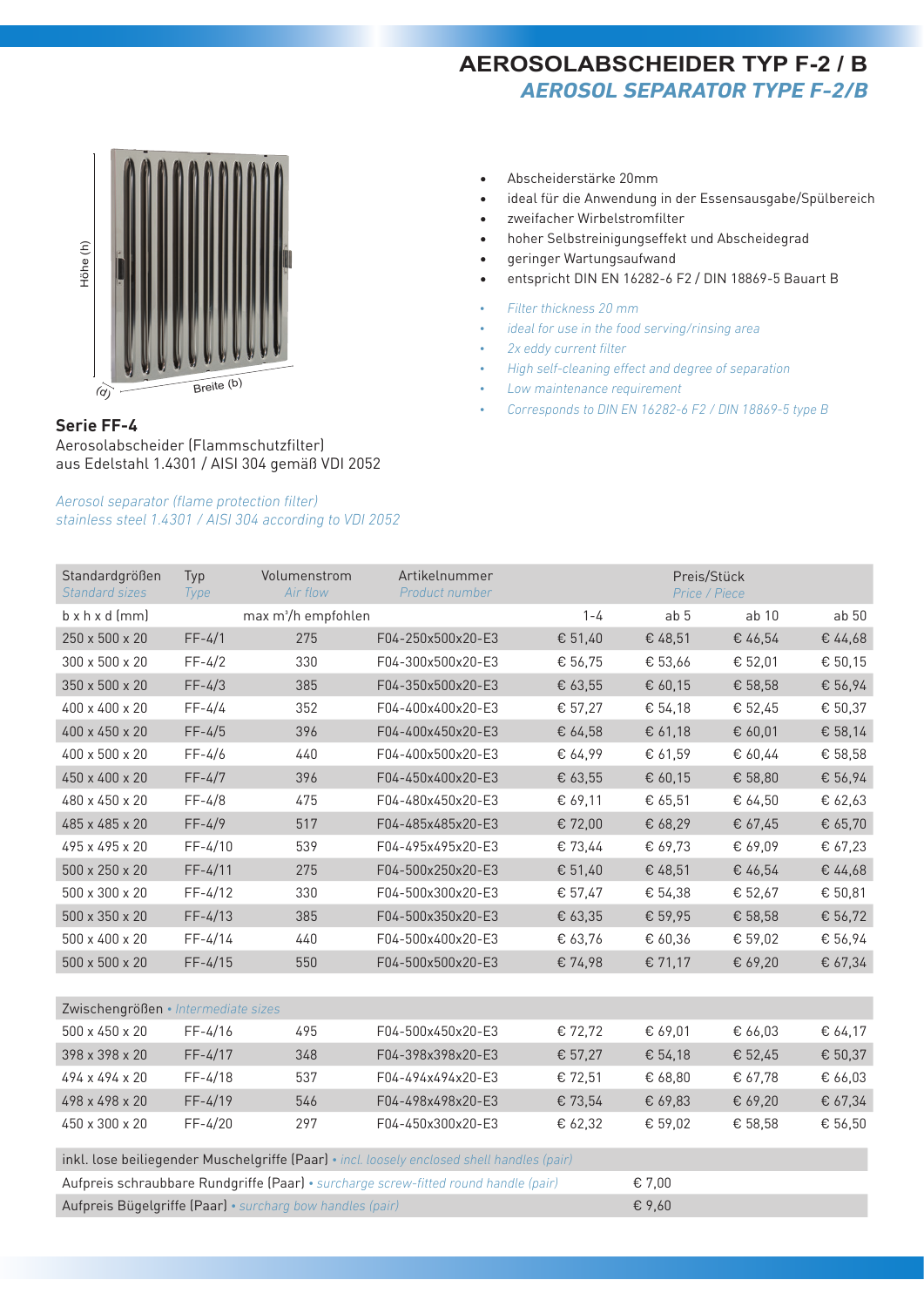# AEROSOLABSCHEIDER TYP F-2 / B

## *AEROSOL SEPARATOR TYPE F-2/B*

Höhe (h)

(d)

Breite (b)

- Abscheiderstärke 20mm
- ideal für die Anwendung in der Essensausgabe/Spülbereich
- zweifacher Wirbelstromfilter
- hoher Selbstreinigungseffekt und Abscheidegrad
- geringer Wartungsaufwand
- entspricht DIN EN 16282-6 F2 / DIN 18869-5 Bauart B

- *Filter thickness 20 mm*
- *ideal for use in the food serving/rinsing area*
- *2x eddy current filter*
- *High self-cleaning effect and degree of separation*
- *Low maintenance requirement*
- *Corresponds to DIN EN 16282-6 F2 / DIN 18869-5 type B*

**Serie FF-4**
Aerosolabscheider (Flammschutzfilter)
aus Edelstahl 1.4301 / AISI 304 gemäß VDI 2052

*Aerosol separator (flame protection filter)*
*stainless steel 1.4301 / AISI 304 according to VDI 2052*

| Standardgrößen *Standard sizes* | Typ *Type* | Volumenstrom *Air flow* | Artikelnummer *Product number* | Preis/Stück *Price / Piece* | | | |
|---|---|---|---|---|---|---|---|
| b x h x d (mm) | | max m³/h empfohlen | | 1-4 | ab 5 | ab 10 | ab 50 |
| 250 x 500 x 20 | FF-4/1 | 275 | F04-250x500x20-E3 | € 51,40 | € 48,51 | € 46,54 | € 44,68 |
| 300 x 500 x 20 | FF-4/2 | 330 | F04-300x500x20-E3 | € 56,75 | € 53,66 | € 52,01 | € 50,15 |
| 350 x 500 x 20 | FF-4/3 | 385 | F04-350x500x20-E3 | € 63,55 | € 60,15 | € 58,58 | € 56,94 |
| 400 x 400 x 20 | FF-4/4 | 352 | F04-400x400x20-E3 | € 57,27 | € 54,18 | € 52,45 | € 50,37 |
| 400 x 450 x 20 | FF-4/5 | 396 | F04-400x450x20-E3 | € 64,58 | € 61,18 | € 60,01 | € 58,14 |
| 400 x 500 x 20 | FF-4/6 | 440 | F04-400x500x20-E3 | € 64,99 | € 61,59 | € 60,44 | € 58,58 |
| 450 x 400 x 20 | FF-4/7 | 396 | F04-450x400x20-E3 | € 63,55 | € 60,15 | € 58,80 | € 56,94 |
| 480 x 450 x 20 | FF-4/8 | 475 | F04-480x450x20-E3 | € 69,11 | € 65,51 | € 64,50 | € 62,63 |
| 485 x 485 x 20 | FF-4/9 | 517 | F04-485x485x20-E3 | € 72,00 | € 68,29 | € 67,45 | € 65,70 |
| 495 x 495 x 20 | FF-4/10 | 539 | F04-495x495x20-E3 | € 73,44 | € 69,73 | € 69,09 | € 67,23 |
| 500 x 250 x 20 | FF-4/11 | 275 | F04-500x250x20-E3 | € 51,40 | € 48,51 | € 46,54 | € 44,68 |
| 500 x 300 x 20 | FF-4/12 | 330 | F04-500x300x20-E3 | € 57,47 | € 54,38 | € 52,67 | € 50,81 |
| 500 x 350 x 20 | FF-4/13 | 385 | F04-500x350x20-E3 | € 63,35 | € 59,95 | € 58,58 | € 56,72 |
| 500 x 400 x 20 | FF-4/14 | 440 | F04-500x400x20-E3 | € 63,76 | € 60,36 | € 59,02 | € 56,94 |
| 500 x 500 x 20 | FF-4/15 | 550 | F04-500x500x20-E3 | € 74,98 | € 71,17 | € 69,20 | € 67,34 |
| Zwischengrößen • *Intermediate sizes* | | | | | | | |
| 500 x 450 x 20 | FF-4/16 | 495 | F04-500x450x20-E3 | € 72,72 | € 69,01 | € 66,03 | € 64,17 |
| 398 x 398 x 20 | FF-4/17 | 348 | F04-398x398x20-E3 | € 57,27 | € 54,18 | € 52,45 | € 50,37 |
| 494 x 494 x 20 | FF-4/18 | 537 | F04-494x494x20-E3 | € 72,51 | € 68,80 | € 67,78 | € 66,03 |
| 498 x 498 x 20 | FF-4/19 | 546 | F04-498x498x20-E3 | € 73,54 | € 69,83 | € 69,20 | € 67,34 |
| 450 x 300 x 20 | FF-4/20 | 297 | F04-450x300x20-E3 | € 62,32 | € 59,02 | € 58,58 | € 56,50 |

| | |
|---|---|
| inkl. lose beiliegender Muschelgriffe (Paar) • *incl. loosely enclosed shell handles (pair)* | |
| Aufpreis schraubbare Rundgriffe (Paar) • *surcharge screw-fitted round handle (pair)* | € 7,00 |
| Aufpreis Bügelgriffe (Paar) • *surcharg bow handles (pair)* | € 9,60 |